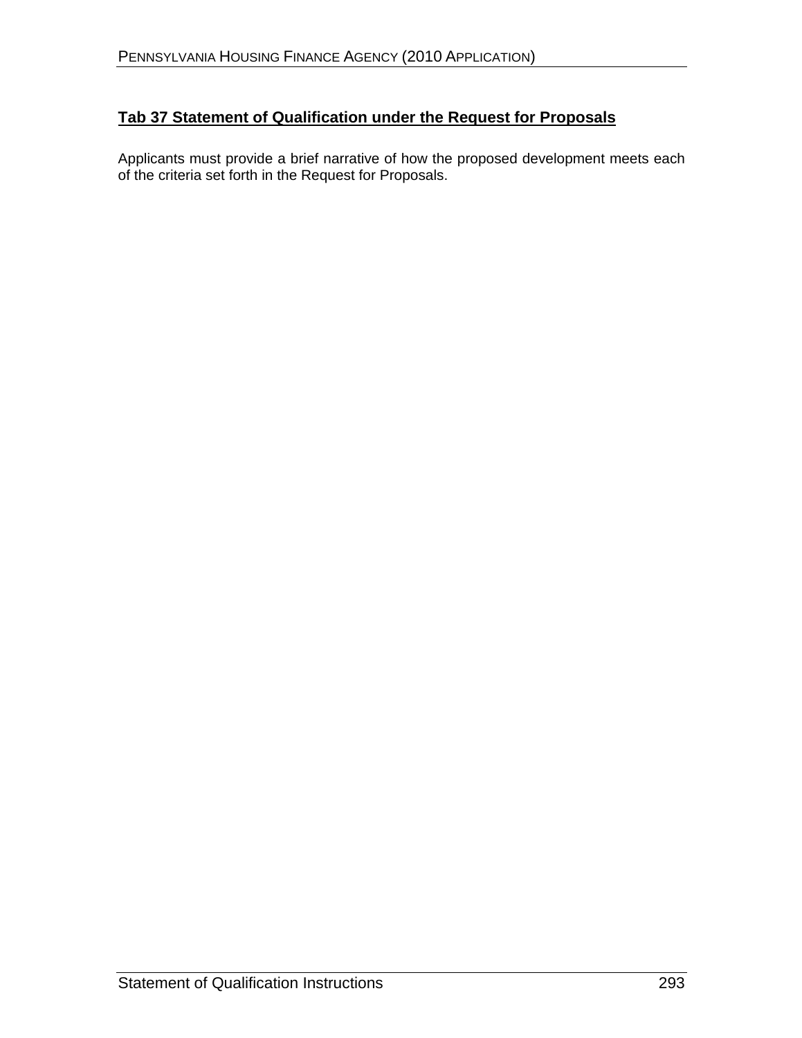## Tab 37 Statement of Qualification under the Request for Proposals

Applicants must provide a brief narrative of how the proposed development meets each of the criteria set forth in the Request for Proposals.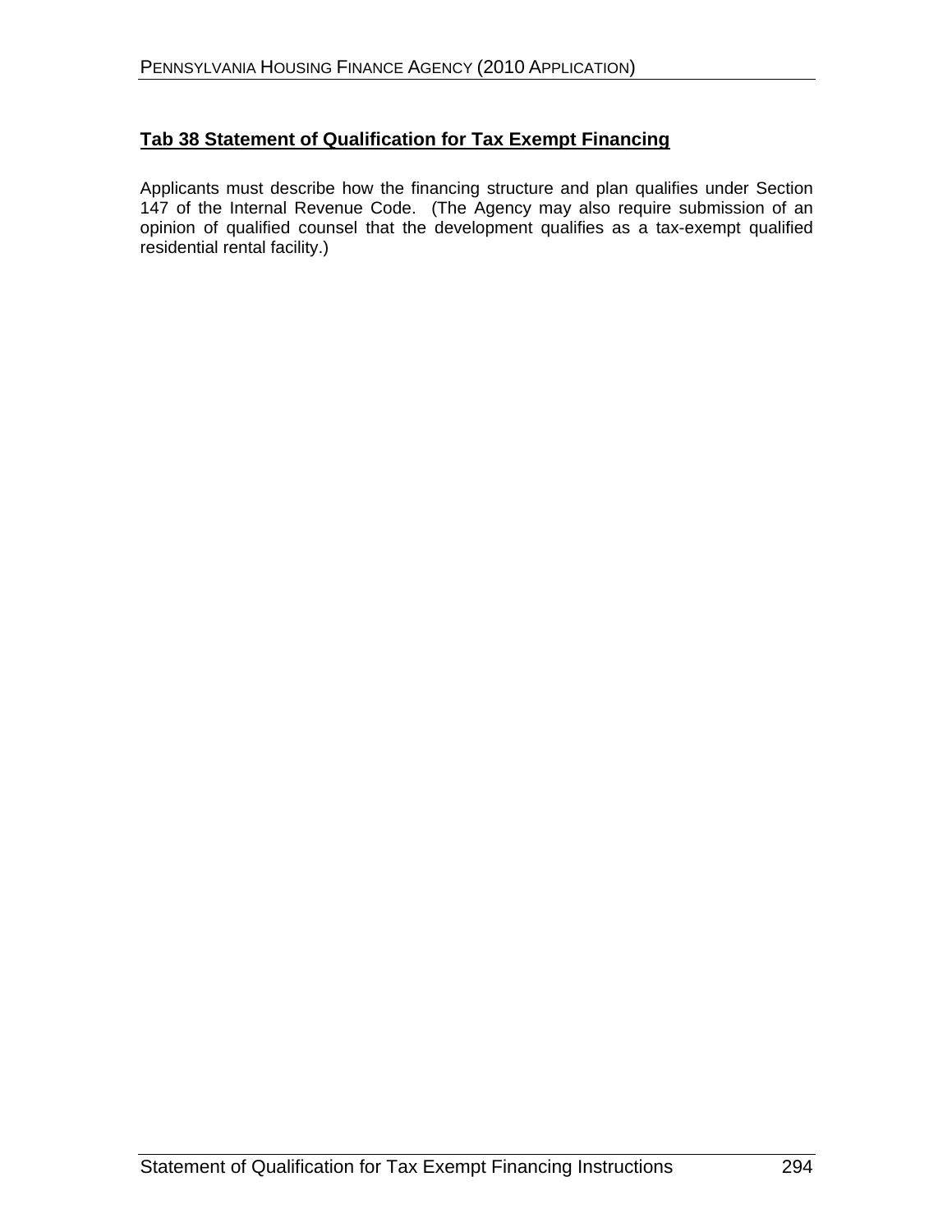## Tab 38 Statement of Qualification for Tax Exempt Financing

Applicants must describe how the financing structure and plan qualifies under Section 147 of the Internal Revenue Code. (The Agency may also require submission of an opinion of qualified counsel that the development qualifies as a tax-exempt qualified residential rental facility.)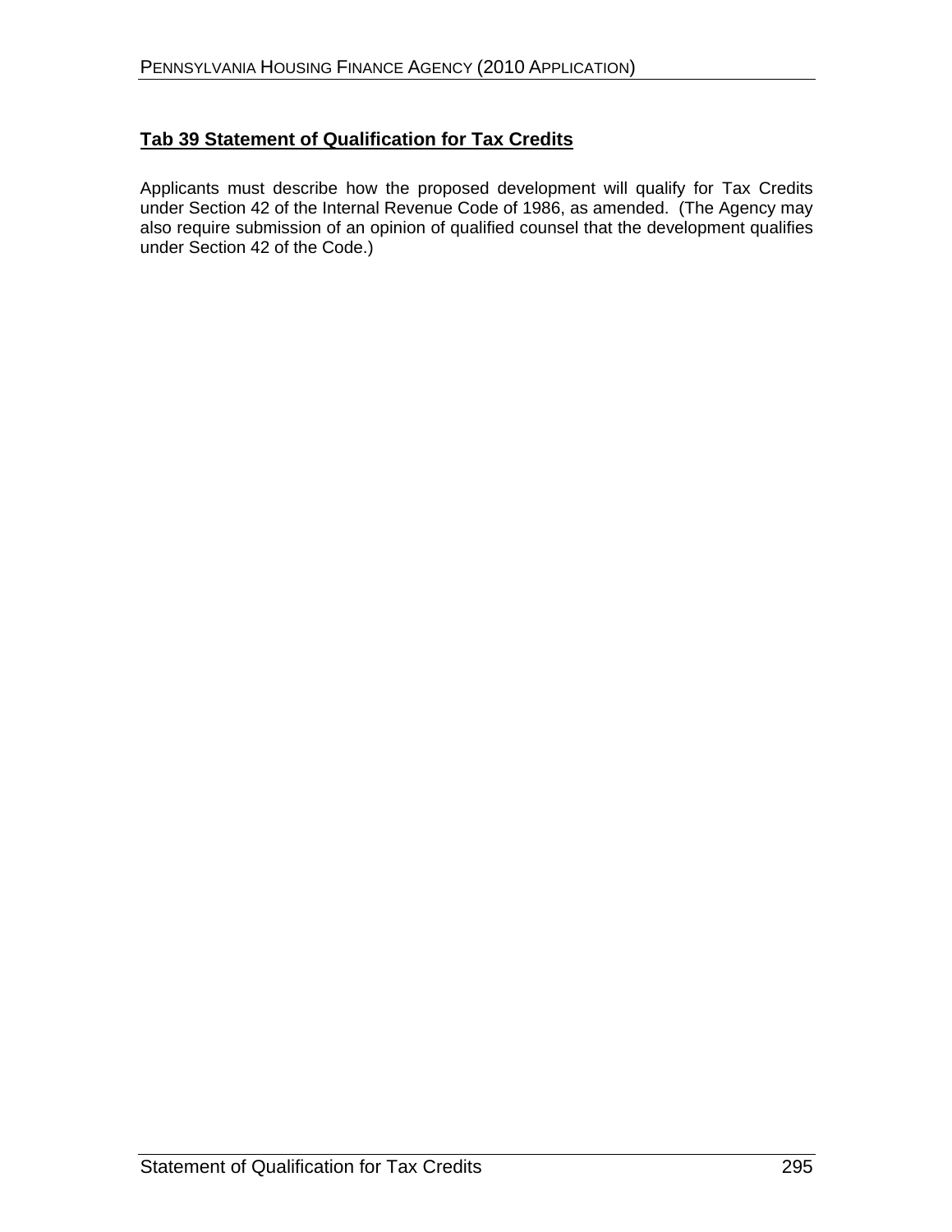## Tab 39 Statement of Qualification for Tax Credits

Applicants must describe how the proposed development will qualify for Tax Credits under Section 42 of the Internal Revenue Code of 1986, as amended. (The Agency may also require submission of an opinion of qualified counsel that the development qualifies under Section 42 of the Code.)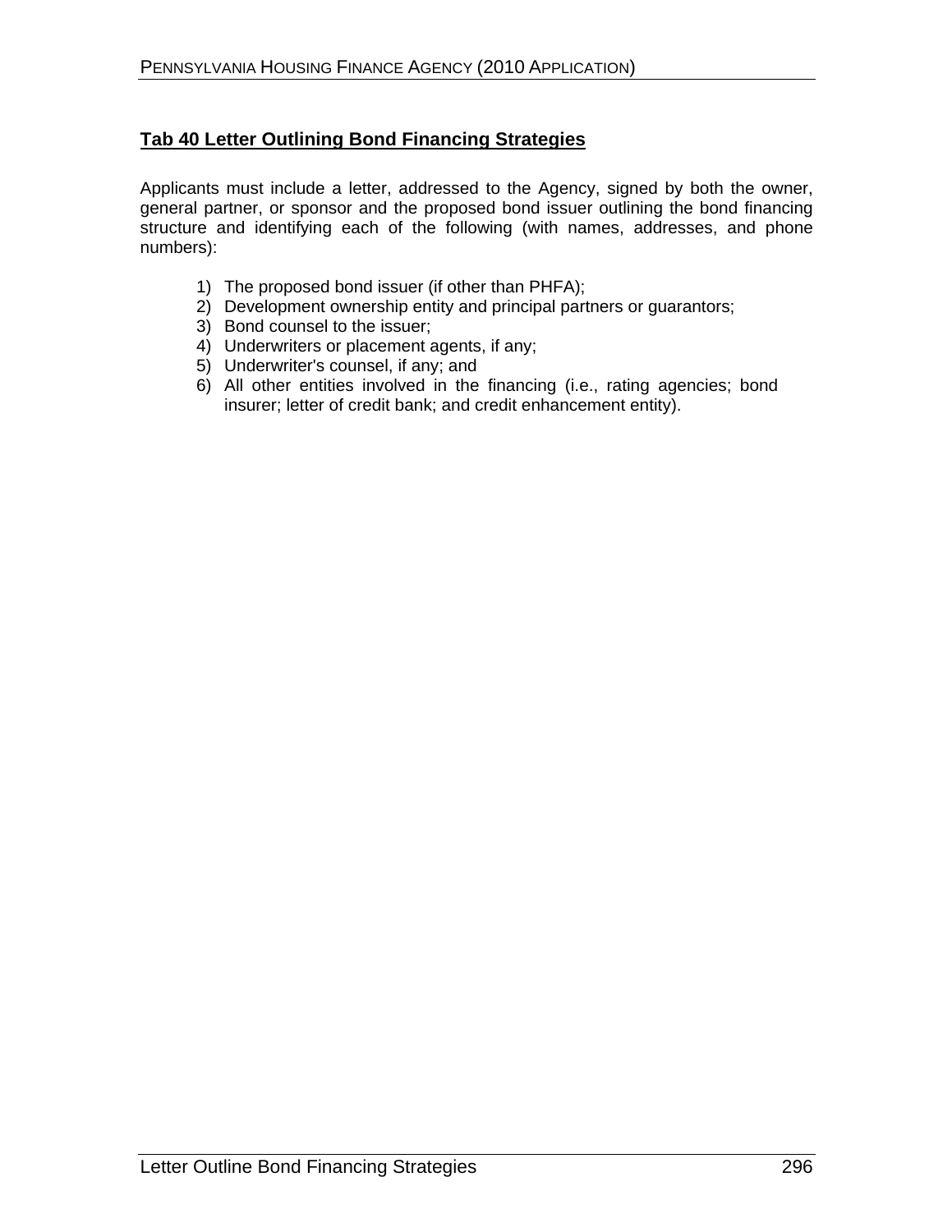## Tab 40 Letter Outlining Bond Financing Strategies

Applicants must include a letter, addressed to the Agency, signed by both the owner, general partner, or sponsor and the proposed bond issuer outlining the bond financing structure and identifying each of the following (with names, addresses, and phone numbers):

1) The proposed bond issuer (if other than PHFA);
2) Development ownership entity and principal partners or guarantors;
3) Bond counsel to the issuer;
4) Underwriters or placement agents, if any;
5) Underwriter's counsel, if any; and
6) All other entities involved in the financing (i.e., rating agencies; bond insurer; letter of credit bank; and credit enhancement entity).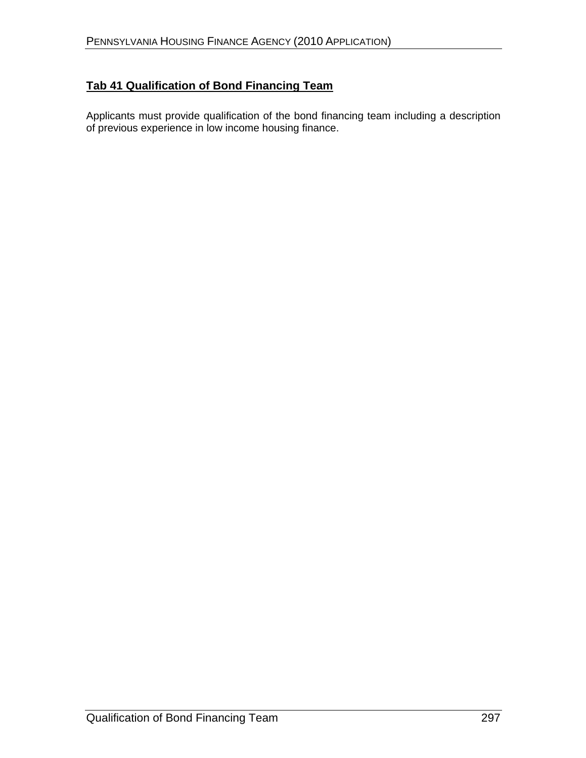## Tab 41 Qualification of Bond Financing Team

Applicants must provide qualification of the bond financing team including a description of previous experience in low income housing finance.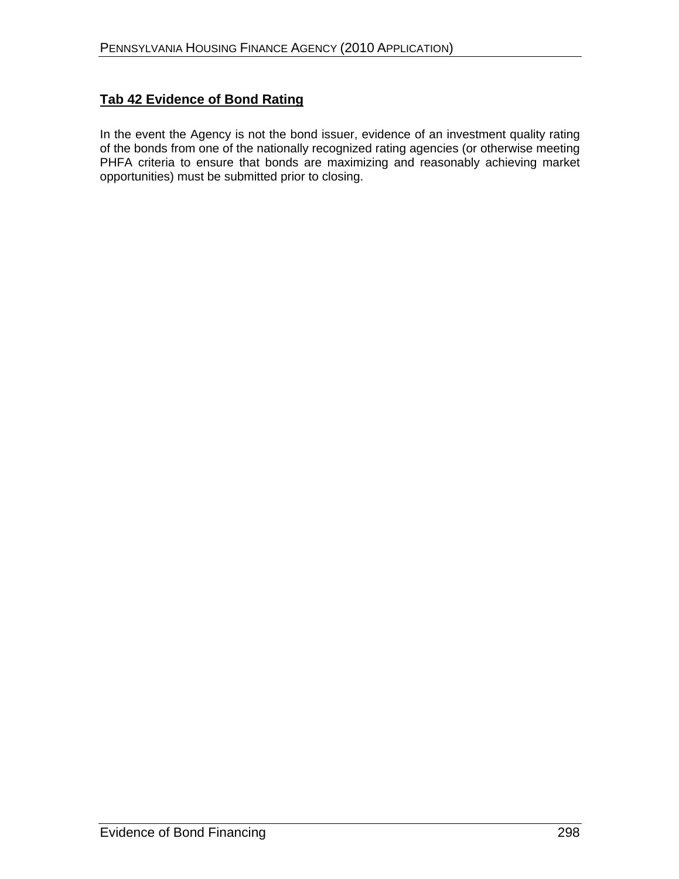## Tab 42 Evidence of Bond Rating

In the event the Agency is not the bond issuer, evidence of an investment quality rating of the bonds from one of the nationally recognized rating agencies (or otherwise meeting PHFA criteria to ensure that bonds are maximizing and reasonably achieving market opportunities) must be submitted prior to closing.